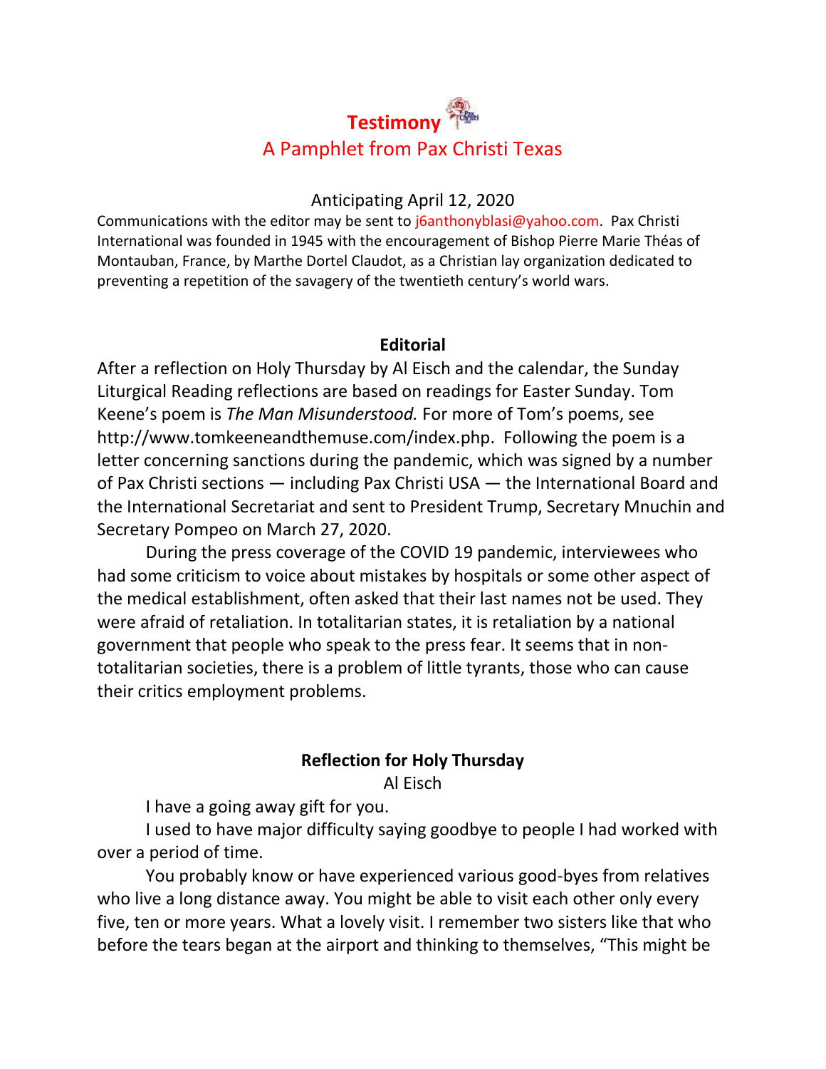# Testimony

## A Pamphlet from Pax Christi Texas

Anticipating April 12, 2020

Communications with the editor may be sent to j6anthonyblasi@yahoo.com. Pax Christi International was founded in 1945 with the encouragement of Bishop Pierre Marie Théas of Montauban, France, by Marthe Dortel Claudot, as a Christian lay organization dedicated to preventing a repetition of the savagery of the twentieth century's world wars.

### Editorial

After a reflection on Holy Thursday by Al Eisch and the calendar, the Sunday Liturgical Reading reflections are based on readings for Easter Sunday. Tom Keene's poem is *The Man Misunderstood.* For more of Tom's poems, see http://www.tomkeeneandthemuse.com/index.php. Following the poem is a letter concerning sanctions during the pandemic, which was signed by a number of Pax Christi sections — including Pax Christi USA — the International Board and the International Secretariat and sent to President Trump, Secretary Mnuchin and Secretary Pompeo on March 27, 2020.

During the press coverage of the COVID 19 pandemic, interviewees who had some criticism to voice about mistakes by hospitals or some other aspect of the medical establishment, often asked that their last names not be used. They were afraid of retaliation. In totalitarian states, it is retaliation by a national government that people who speak to the press fear. It seems that in non-totalitarian societies, there is a problem of little tyrants, those who can cause their critics employment problems.

### Reflection for Holy Thursday

Al Eisch

I have a going away gift for you.

I used to have major difficulty saying goodbye to people I had worked with over a period of time.

You probably know or have experienced various good-byes from relatives who live a long distance away. You might be able to visit each other only every five, ten or more years. What a lovely visit. I remember two sisters like that who before the tears began at the airport and thinking to themselves, "This might be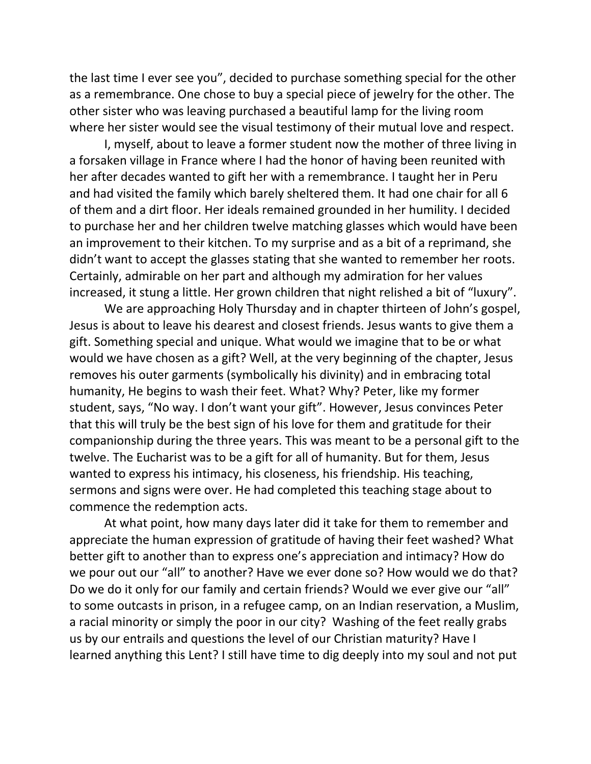the last time I ever see you", decided to purchase something special for the other as a remembrance. One chose to buy a special piece of jewelry for the other. The other sister who was leaving purchased a beautiful lamp for the living room where her sister would see the visual testimony of their mutual love and respect.

I, myself, about to leave a former student now the mother of three living in a forsaken village in France where I had the honor of having been reunited with her after decades wanted to gift her with a remembrance. I taught her in Peru and had visited the family which barely sheltered them. It had one chair for all 6 of them and a dirt floor. Her ideals remained grounded in her humility. I decided to purchase her and her children twelve matching glasses which would have been an improvement to their kitchen. To my surprise and as a bit of a reprimand, she didn't want to accept the glasses stating that she wanted to remember her roots. Certainly, admirable on her part and although my admiration for her values increased, it stung a little. Her grown children that night relished a bit of "luxury".

We are approaching Holy Thursday and in chapter thirteen of John's gospel, Jesus is about to leave his dearest and closest friends. Jesus wants to give them a gift. Something special and unique. What would we imagine that to be or what would we have chosen as a gift? Well, at the very beginning of the chapter, Jesus removes his outer garments (symbolically his divinity) and in embracing total humanity, He begins to wash their feet. What? Why? Peter, like my former student, says, "No way. I don't want your gift". However, Jesus convinces Peter that this will truly be the best sign of his love for them and gratitude for their companionship during the three years. This was meant to be a personal gift to the twelve. The Eucharist was to be a gift for all of humanity. But for them, Jesus wanted to express his intimacy, his closeness, his friendship. His teaching, sermons and signs were over. He had completed this teaching stage about to commence the redemption acts.

At what point, how many days later did it take for them to remember and appreciate the human expression of gratitude of having their feet washed? What better gift to another than to express one's appreciation and intimacy? How do we pour out our "all" to another? Have we ever done so? How would we do that? Do we do it only for our family and certain friends? Would we ever give our "all" to some outcasts in prison, in a refugee camp, on an Indian reservation, a Muslim, a racial minority or simply the poor in our city? Washing of the feet really grabs us by our entrails and questions the level of our Christian maturity? Have I learned anything this Lent? I still have time to dig deeply into my soul and not put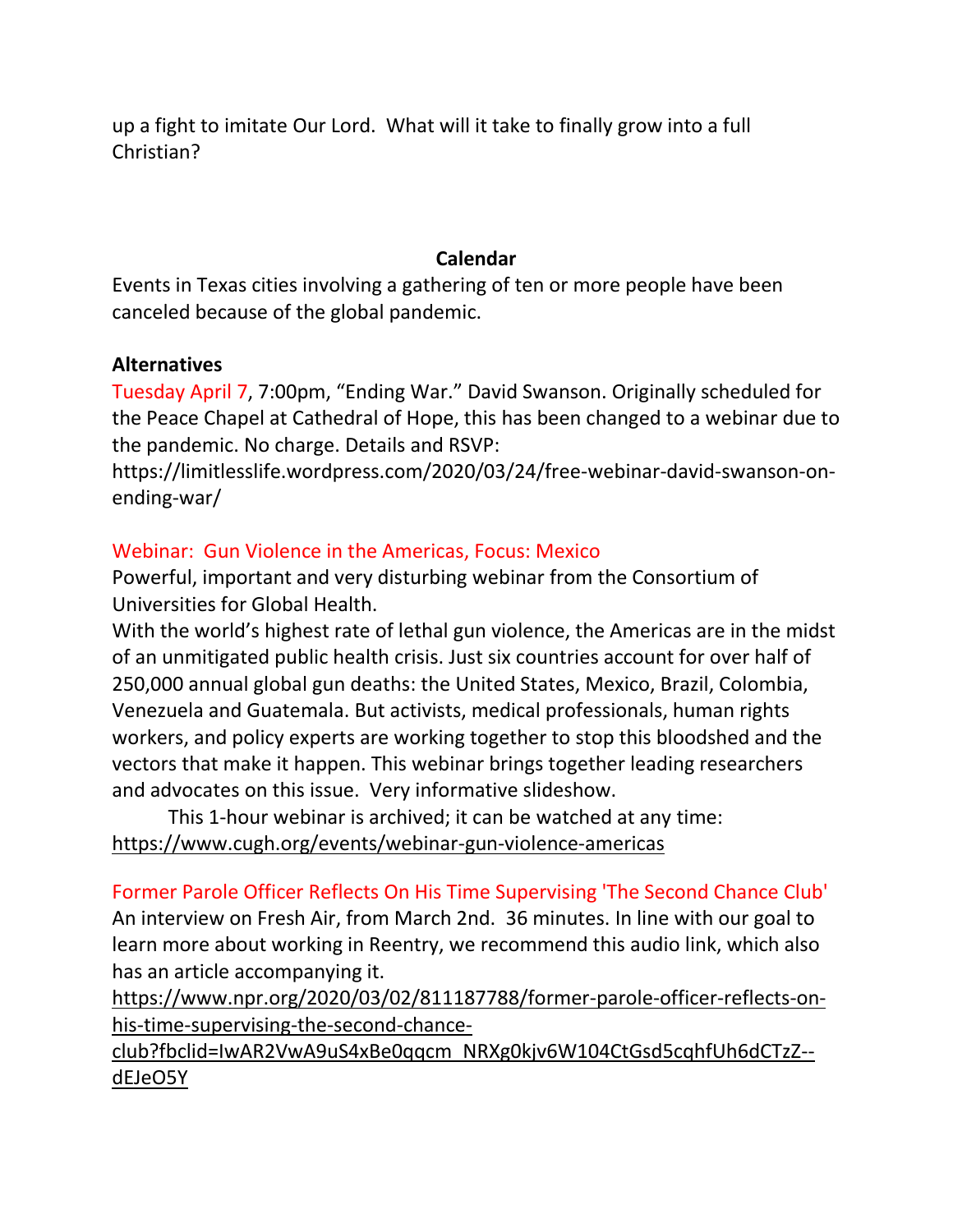up a fight to imitate Our Lord.  What will it take to finally grow into a full Christian?

## Calendar

Events in Texas cities involving a gathering of ten or more people have been canceled because of the global pandemic.

**Alternatives**

Tuesday April 7, 7:00pm, "Ending War." David Swanson. Originally scheduled for the Peace Chapel at Cathedral of Hope, this has been changed to a webinar due to the pandemic. No charge. Details and RSVP: https://limitlesslife.wordpress.com/2020/03/24/free-webinar-david-swanson-on-ending-war/

Webinar:  Gun Violence in the Americas, Focus: Mexico

Powerful, important and very disturbing webinar from the Consortium of Universities for Global Health.

With the world's highest rate of lethal gun violence, the Americas are in the midst of an unmitigated public health crisis. Just six countries account for over half of 250,000 annual global gun deaths: the United States, Mexico, Brazil, Colombia, Venezuela and Guatemala. But activists, medical professionals, human rights workers, and policy experts are working together to stop this bloodshed and the vectors that make it happen. This webinar brings together leading researchers and advocates on this issue.  Very informative slideshow.

This 1-hour webinar is archived; it can be watched at any time: https://www.cugh.org/events/webinar-gun-violence-americas

Former Parole Officer Reflects On His Time Supervising 'The Second Chance Club'

An interview on Fresh Air, from March 2nd.  36 minutes. In line with our goal to learn more about working in Reentry, we recommend this audio link, which also has an article accompanying it.

https://www.npr.org/2020/03/02/811187788/former-parole-officer-reflects-on-his-time-supervising-the-second-chance-club?fbclid=IwAR2VwA9uS4xBe0qqcm_NRXg0kjv6W104CtGsd5cqhfUh6dCTzZ--dEJeO5Y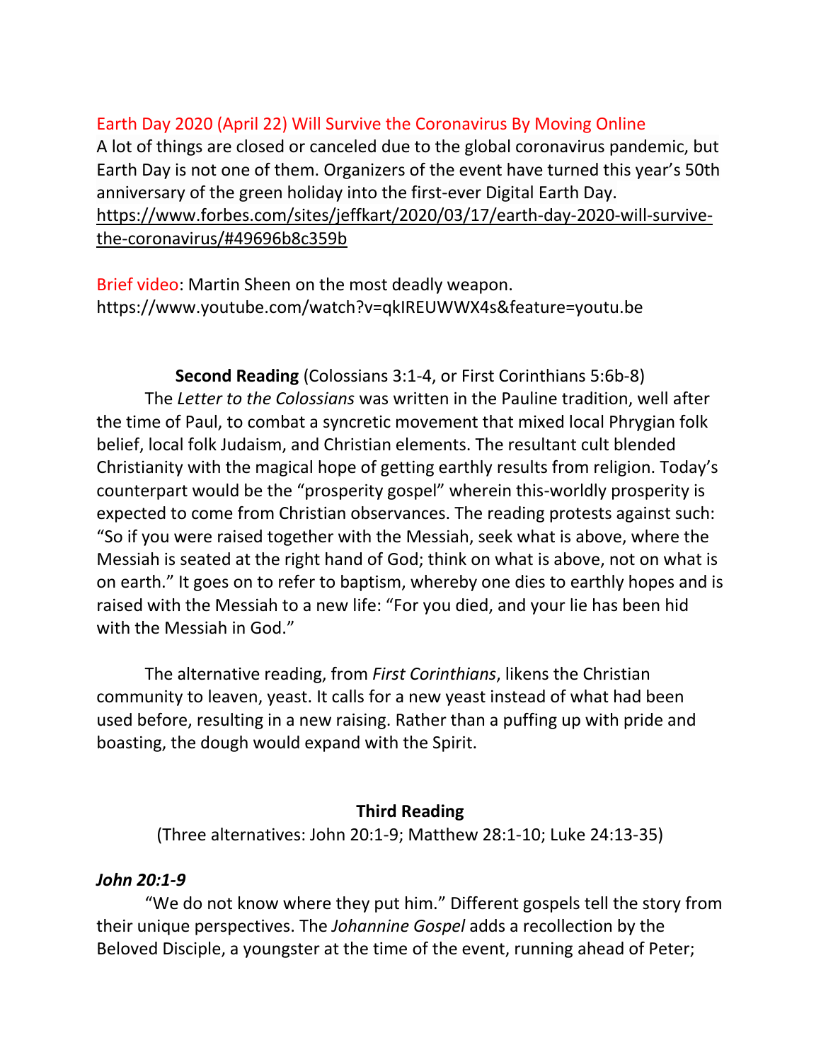Earth Day 2020 (April 22) Will Survive the Coronavirus By Moving Online
A lot of things are closed or canceled due to the global coronavirus pandemic, but Earth Day is not one of them. Organizers of the event have turned this year's 50th anniversary of the green holiday into the first-ever Digital Earth Day.
https://www.forbes.com/sites/jeffkart/2020/03/17/earth-day-2020-will-survive-the-coronavirus/#49696b8c359b

Brief video: Martin Sheen on the most deadly weapon.
https://www.youtube.com/watch?v=qkIREUWWX4s&feature=youtu.be

**Second Reading** (Colossians 3:1-4, or First Corinthians 5:6b-8)

The *Letter to the Colossians* was written in the Pauline tradition, well after the time of Paul, to combat a syncretic movement that mixed local Phrygian folk belief, local folk Judaism, and Christian elements. The resultant cult blended Christianity with the magical hope of getting earthly results from religion. Today's counterpart would be the "prosperity gospel" wherein this-worldly prosperity is expected to come from Christian observances. The reading protests against such: "So if you were raised together with the Messiah, seek what is above, where the Messiah is seated at the right hand of God; think on what is above, not on what is on earth." It goes on to refer to baptism, whereby one dies to earthly hopes and is raised with the Messiah to a new life: "For you died, and your lie has been hid with the Messiah in God."

The alternative reading, from *First Corinthians*, likens the Christian community to leaven, yeast. It calls for a new yeast instead of what had been used before, resulting in a new raising. Rather than a puffing up with pride and boasting, the dough would expand with the Spirit.

**Third Reading**

(Three alternatives: John 20:1-9; Matthew 28:1-10; Luke 24:13-35)

***John 20:1-9***

"We do not know where they put him." Different gospels tell the story from their unique perspectives. The *Johannine Gospel* adds a recollection by the Beloved Disciple, a youngster at the time of the event, running ahead of Peter;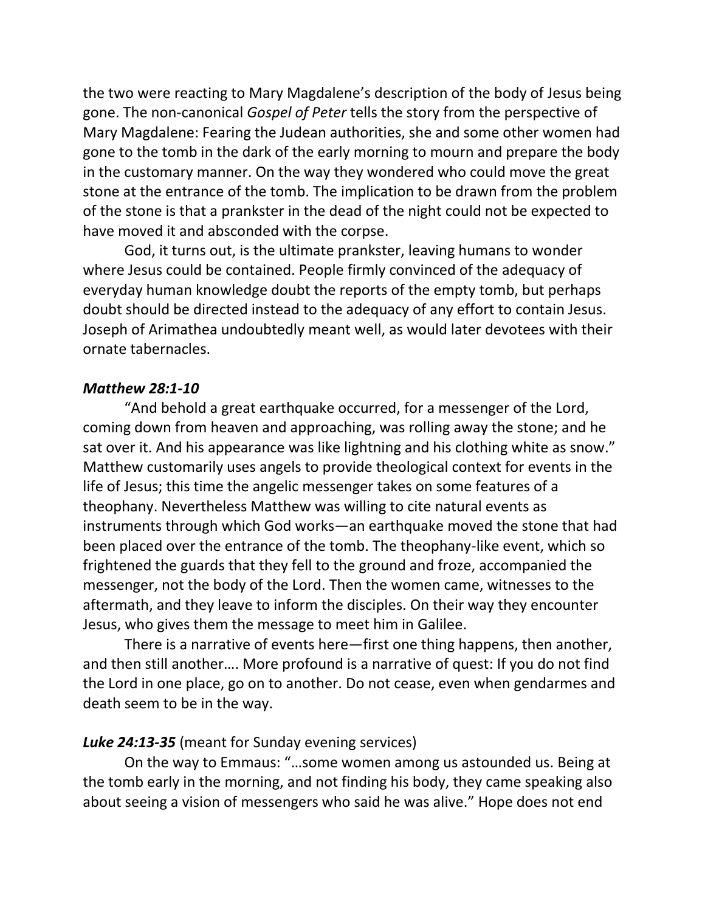the two were reacting to Mary Magdalene's description of the body of Jesus being gone. The non-canonical *Gospel of Peter* tells the story from the perspective of Mary Magdalene: Fearing the Judean authorities, she and some other women had gone to the tomb in the dark of the early morning to mourn and prepare the body in the customary manner. On the way they wondered who could move the great stone at the entrance of the tomb. The implication to be drawn from the problem of the stone is that a prankster in the dead of the night could not be expected to have moved it and absconded with the corpse.

God, it turns out, is the ultimate prankster, leaving humans to wonder where Jesus could be contained. People firmly convinced of the adequacy of everyday human knowledge doubt the reports of the empty tomb, but perhaps doubt should be directed instead to the adequacy of any effort to contain Jesus. Joseph of Arimathea undoubtedly meant well, as would later devotees with their ornate tabernacles.

***Matthew 28:1-10***

"And behold a great earthquake occurred, for a messenger of the Lord, coming down from heaven and approaching, was rolling away the stone; and he sat over it. And his appearance was like lightning and his clothing white as snow." Matthew customarily uses angels to provide theological context for events in the life of Jesus; this time the angelic messenger takes on some features of a theophany. Nevertheless Matthew was willing to cite natural events as instruments through which God works—an earthquake moved the stone that had been placed over the entrance of the tomb. The theophany-like event, which so frightened the guards that they fell to the ground and froze, accompanied the messenger, not the body of the Lord. Then the women came, witnesses to the aftermath, and they leave to inform the disciples. On their way they encounter Jesus, who gives them the message to meet him in Galilee.

There is a narrative of events here—first one thing happens, then another, and then still another…. More profound is a narrative of quest: If you do not find the Lord in one place, go on to another. Do not cease, even when gendarmes and death seem to be in the way.

***Luke 24:13-35*** (meant for Sunday evening services)

On the way to Emmaus: "…some women among us astounded us. Being at the tomb early in the morning, and not finding his body, they came speaking also about seeing a vision of messengers who said he was alive." Hope does not end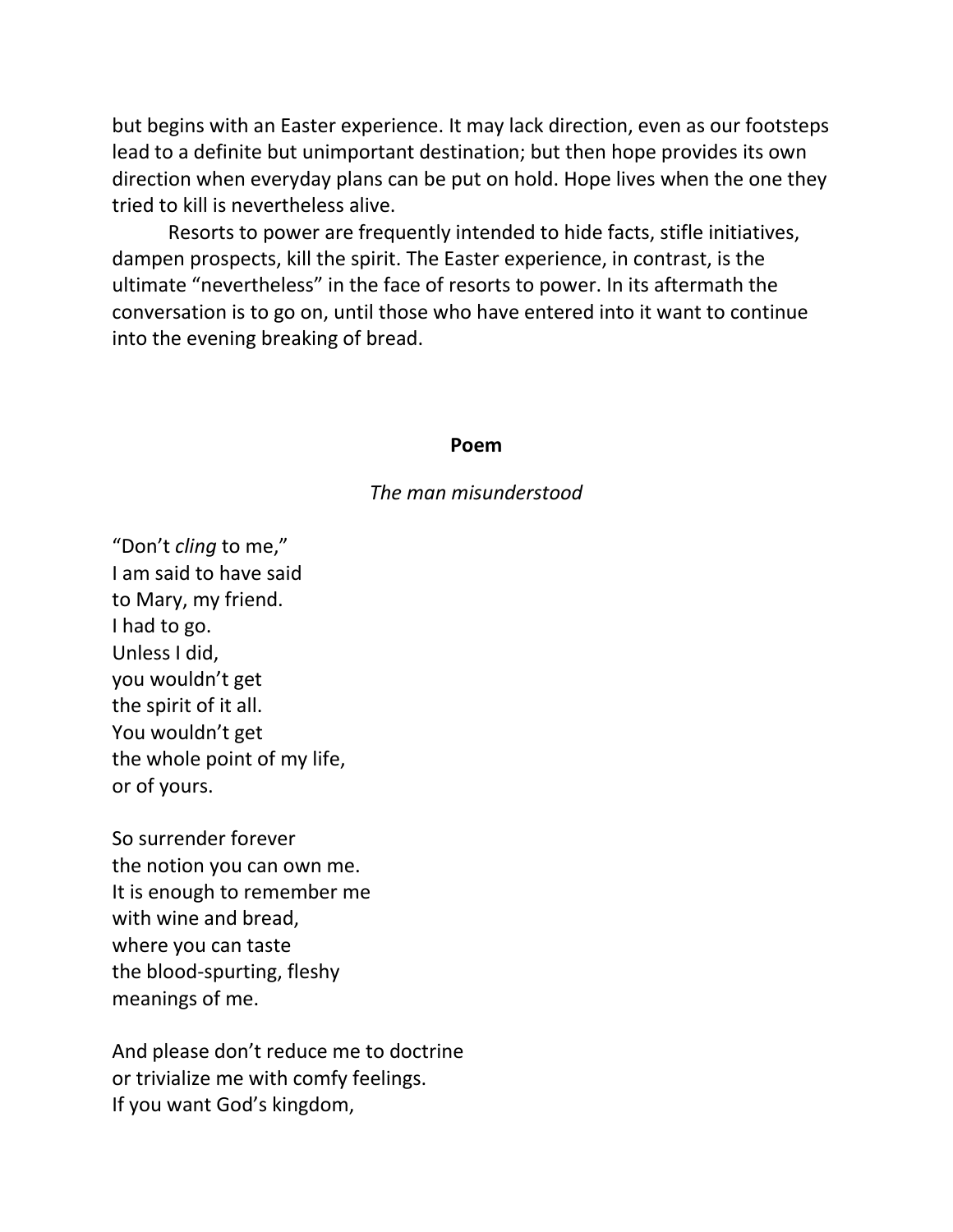but begins with an Easter experience. It may lack direction, even as our footsteps lead to a definite but unimportant destination; but then hope provides its own direction when everyday plans can be put on hold. Hope lives when the one they tried to kill is nevertheless alive.

Resorts to power are frequently intended to hide facts, stifle initiatives, dampen prospects, kill the spirit. The Easter experience, in contrast, is the ultimate "nevertheless" in the face of resorts to power. In its aftermath the conversation is to go on, until those who have entered into it want to continue into the evening breaking of bread.

## Poem

*The man misunderstood*

"Don't *cling* to me,"  
I am said to have said  
to Mary, my friend.  
I had to go.  
Unless I did,  
you wouldn't get  
the spirit of it all.  
You wouldn't get  
the whole point of my life,  
or of yours.

So surrender forever  
the notion you can own me.  
It is enough to remember me  
with wine and bread,  
where you can taste  
the blood-spurting, fleshy  
meanings of me.

And please don't reduce me to doctrine  
or trivialize me with comfy feelings.  
If you want God's kingdom,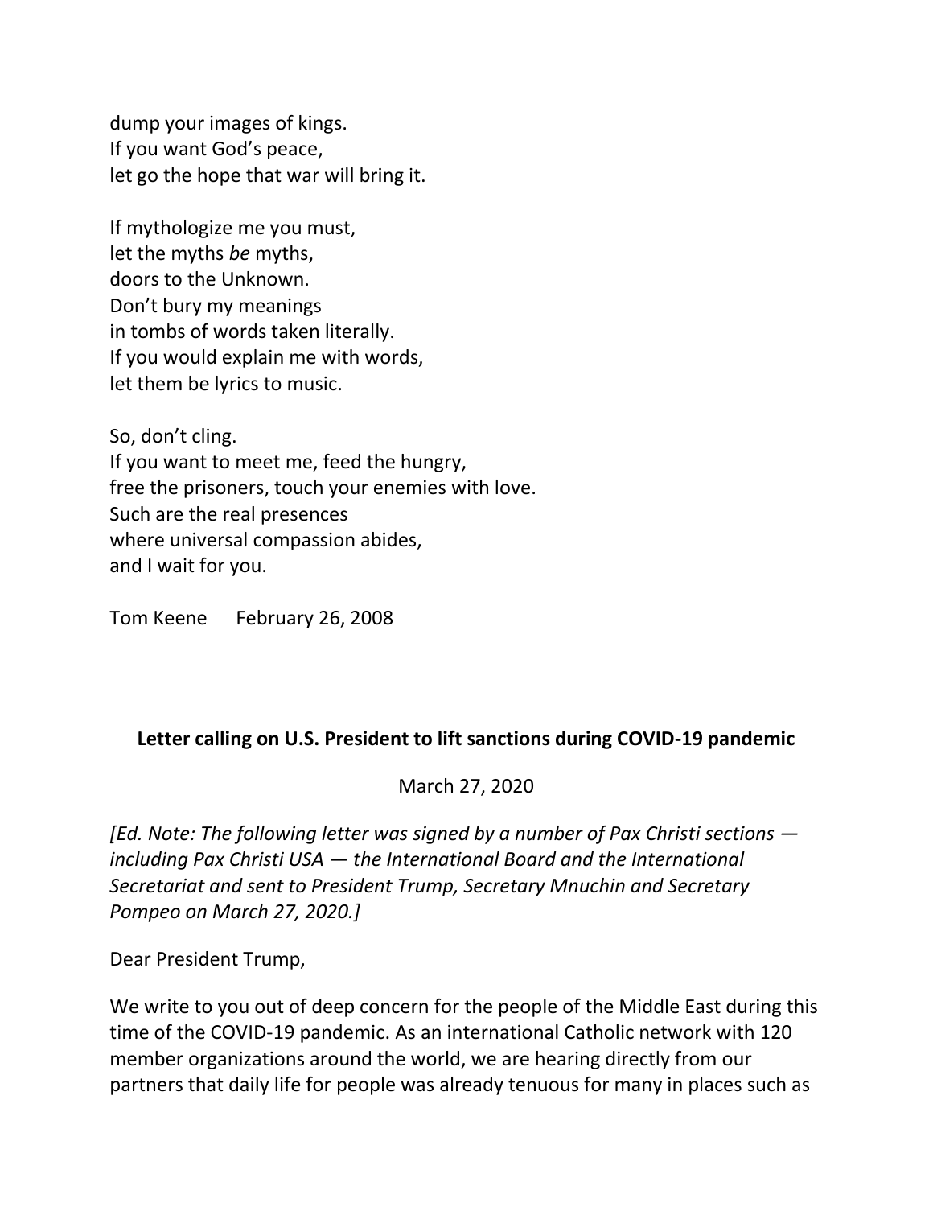dump your images of kings.  
If you want God's peace,  
let go the hope that war will bring it.

If mythologize me you must,  
let the myths *be* myths,  
doors to the Unknown.  
Don't bury my meanings  
in tombs of words taken literally.  
If you would explain me with words,  
let them be lyrics to music.

So, don't cling.  
If you want to meet me, feed the hungry,  
free the prisoners, touch your enemies with love.  
Such are the real presences  
where universal compassion abides,  
and I wait for you.

Tom Keene February 26, 2008

## Letter calling on U.S. President to lift sanctions during COVID-19 pandemic

March 27, 2020

*[Ed. Note: The following letter was signed by a number of Pax Christi sections — including Pax Christi USA — the International Board and the International Secretariat and sent to President Trump, Secretary Mnuchin and Secretary Pompeo on March 27, 2020.]*

Dear President Trump,

We write to you out of deep concern for the people of the Middle East during this time of the COVID-19 pandemic. As an international Catholic network with 120 member organizations around the world, we are hearing directly from our partners that daily life for people was already tenuous for many in places such as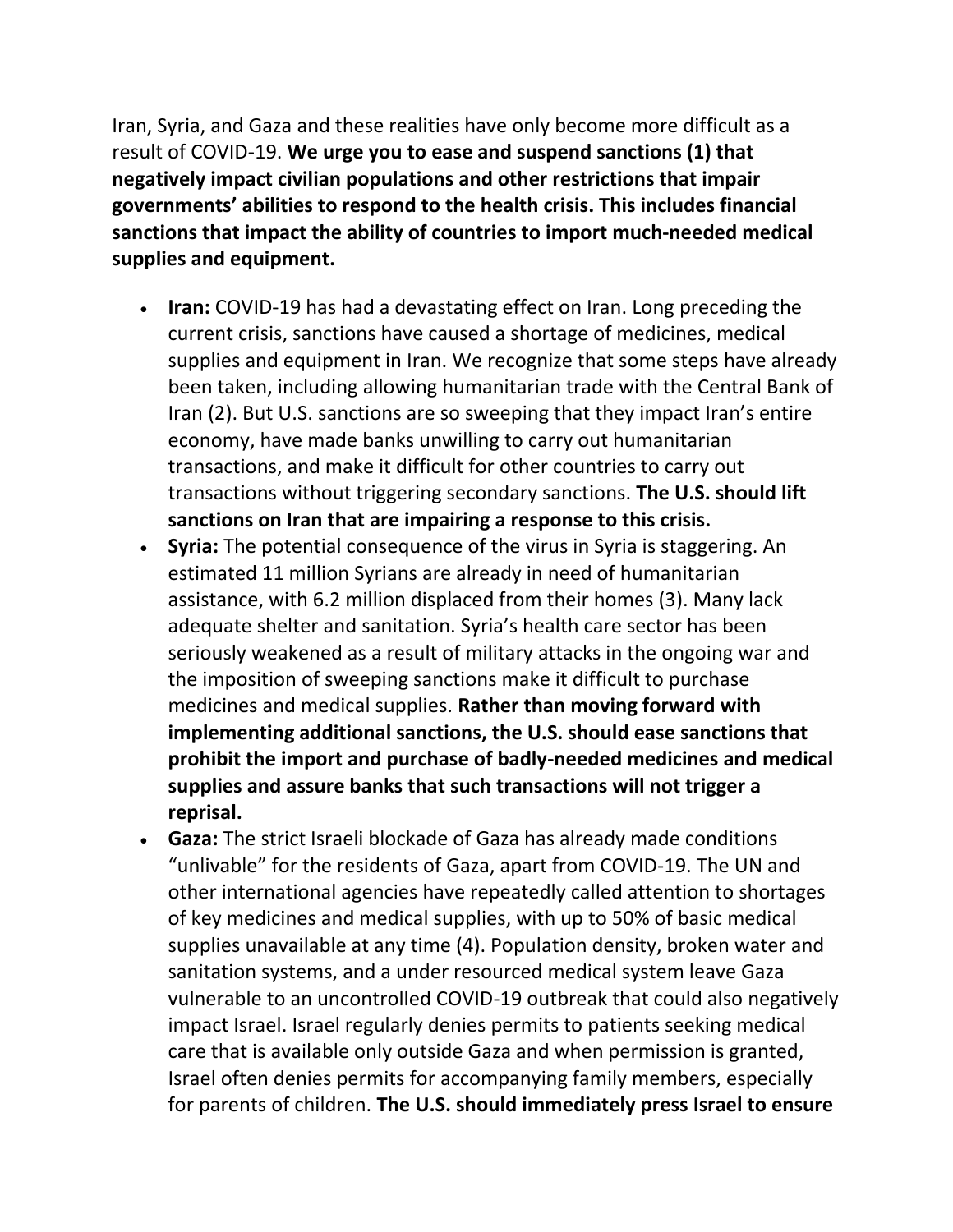Iran, Syria, and Gaza and these realities have only become more difficult as a result of COVID-19. **We urge you to ease and suspend sanctions (1) that negatively impact civilian populations and other restrictions that impair governments' abilities to respond to the health crisis. This includes financial sanctions that impact the ability of countries to import much-needed medical supplies and equipment.**

- **Iran:** COVID-19 has had a devastating effect on Iran. Long preceding the current crisis, sanctions have caused a shortage of medicines, medical supplies and equipment in Iran. We recognize that some steps have already been taken, including allowing humanitarian trade with the Central Bank of Iran (2). But U.S. sanctions are so sweeping that they impact Iran's entire economy, have made banks unwilling to carry out humanitarian transactions, and make it difficult for other countries to carry out transactions without triggering secondary sanctions. **The U.S. should lift sanctions on Iran that are impairing a response to this crisis.**
- **Syria:** The potential consequence of the virus in Syria is staggering. An estimated 11 million Syrians are already in need of humanitarian assistance, with 6.2 million displaced from their homes (3). Many lack adequate shelter and sanitation. Syria's health care sector has been seriously weakened as a result of military attacks in the ongoing war and the imposition of sweeping sanctions make it difficult to purchase medicines and medical supplies. **Rather than moving forward with implementing additional sanctions, the U.S. should ease sanctions that prohibit the import and purchase of badly-needed medicines and medical supplies and assure banks that such transactions will not trigger a reprisal.**
- **Gaza:** The strict Israeli blockade of Gaza has already made conditions "unlivable" for the residents of Gaza, apart from COVID-19. The UN and other international agencies have repeatedly called attention to shortages of key medicines and medical supplies, with up to 50% of basic medical supplies unavailable at any time (4). Population density, broken water and sanitation systems, and a under resourced medical system leave Gaza vulnerable to an uncontrolled COVID-19 outbreak that could also negatively impact Israel. Israel regularly denies permits to patients seeking medical care that is available only outside Gaza and when permission is granted, Israel often denies permits for accompanying family members, especially for parents of children. **The U.S. should immediately press Israel to ensure**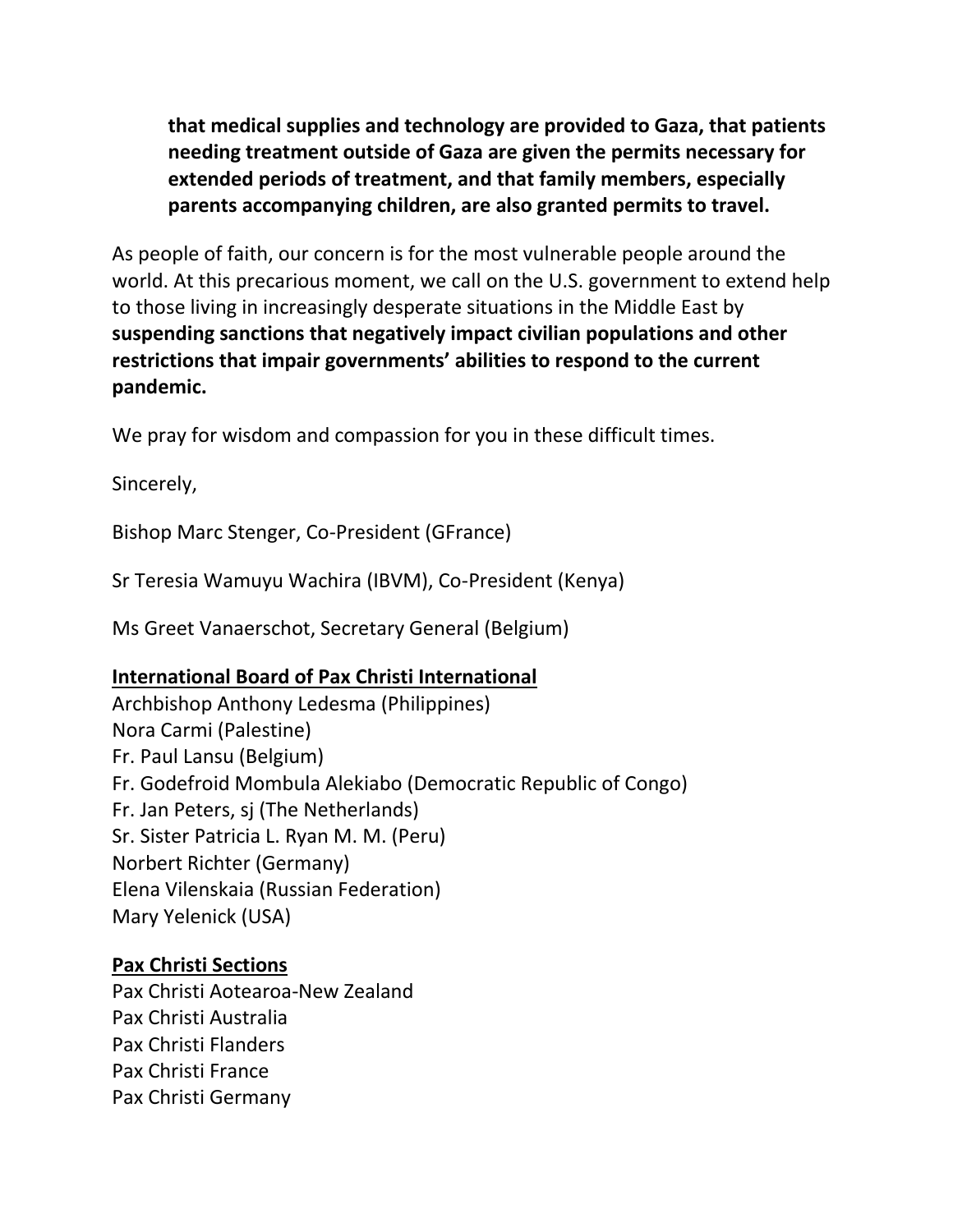**that medical supplies and technology are provided to Gaza, that patients needing treatment outside of Gaza are given the permits necessary for extended periods of treatment, and that family members, especially parents accompanying children, are also granted permits to travel.**

As people of faith, our concern is for the most vulnerable people around the world. At this precarious moment, we call on the U.S. government to extend help to those living in increasingly desperate situations in the Middle East by **suspending sanctions that negatively impact civilian populations and other restrictions that impair governments' abilities to respond to the current pandemic.**

We pray for wisdom and compassion for you in these difficult times.

Sincerely,

Bishop Marc Stenger, Co-President (GFrance)

Sr Teresia Wamuyu Wachira (IBVM), Co-President (Kenya)

Ms Greet Vanaerschot, Secretary General (Belgium)

**International Board of Pax Christi International**

Archbishop Anthony Ledesma (Philippines)
Nora Carmi (Palestine)
Fr. Paul Lansu (Belgium)
Fr. Godefroid Mombula Alekiabo (Democratic Republic of Congo)
Fr. Jan Peters, sj (The Netherlands)
Sr. Sister Patricia L. Ryan M. M. (Peru)
Norbert Richter (Germany)
Elena Vilenskaia (Russian Federation)
Mary Yelenick (USA)

**Pax Christi Sections**

Pax Christi Aotearoa-New Zealand
Pax Christi Australia
Pax Christi Flanders
Pax Christi France
Pax Christi Germany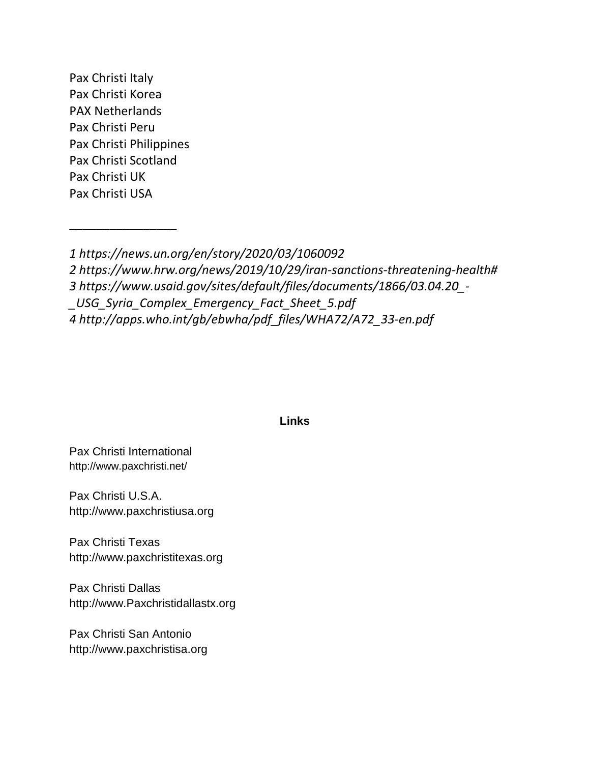Pax Christi Italy
Pax Christi Korea
PAX Netherlands
Pax Christi Peru
Pax Christi Philippines
Pax Christi Scotland
Pax Christi UK
Pax Christi USA

________________

*1 https://news.un.org/en/story/2020/03/1060092*
*2 https://www.hrw.org/news/2019/10/29/iran-sanctions-threatening-health#*
*3 https://www.usaid.gov/sites/default/files/documents/1866/03.04.20_-_USG_Syria_Complex_Emergency_Fact_Sheet_5.pdf*
*4 http://apps.who.int/gb/ebwha/pdf_files/WHA72/A72_33-en.pdf*

## Links

Pax Christi International
http://www.paxchristi.net/

Pax Christi U.S.A.
http://www.paxchristiusa.org

Pax Christi Texas
http://www.paxchristitexas.org

Pax Christi Dallas
http://www.Paxchristidallastx.org

Pax Christi San Antonio
http://www.paxchristisa.org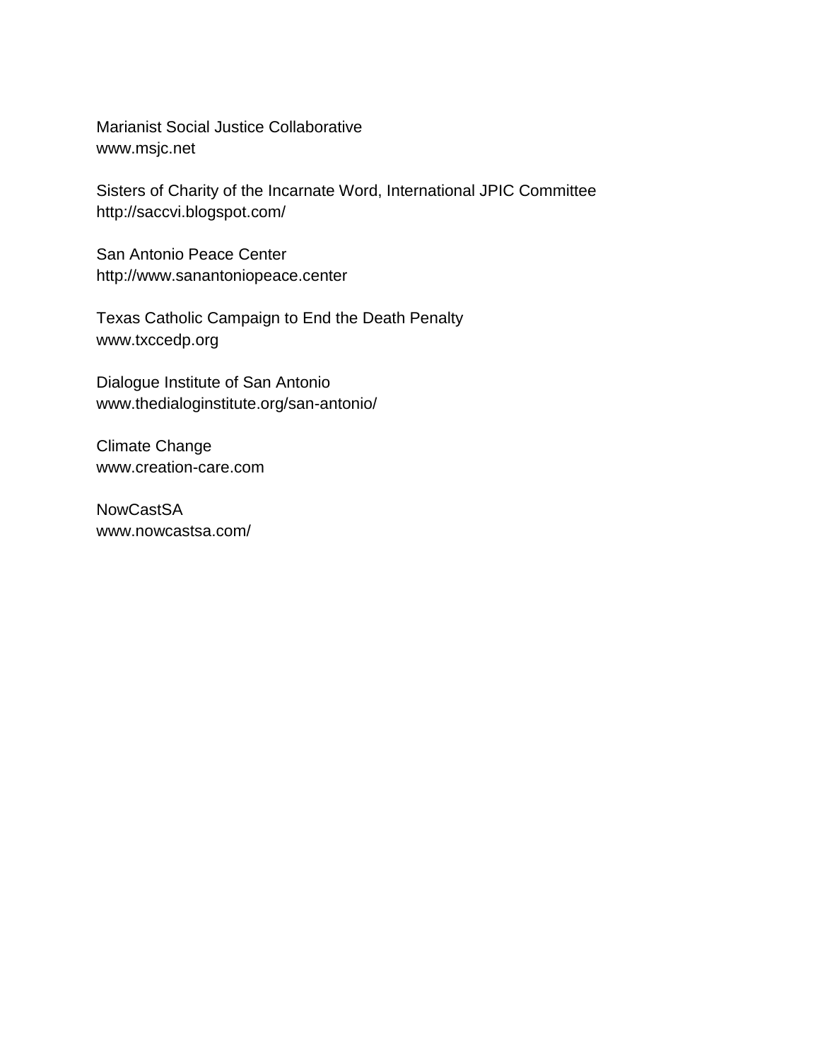Marianist Social Justice Collaborative
www.msjc.net

Sisters of Charity of the Incarnate Word, International JPIC Committee
http://saccvi.blogspot.com/

San Antonio Peace Center
http://www.sanantoniopeace.center

Texas Catholic Campaign to End the Death Penalty
www.txccedp.org

Dialogue Institute of San Antonio
www.thedialoginstitute.org/san-antonio/

Climate Change
www.creation-care.com

NowCastSA
www.nowcastsa.com/